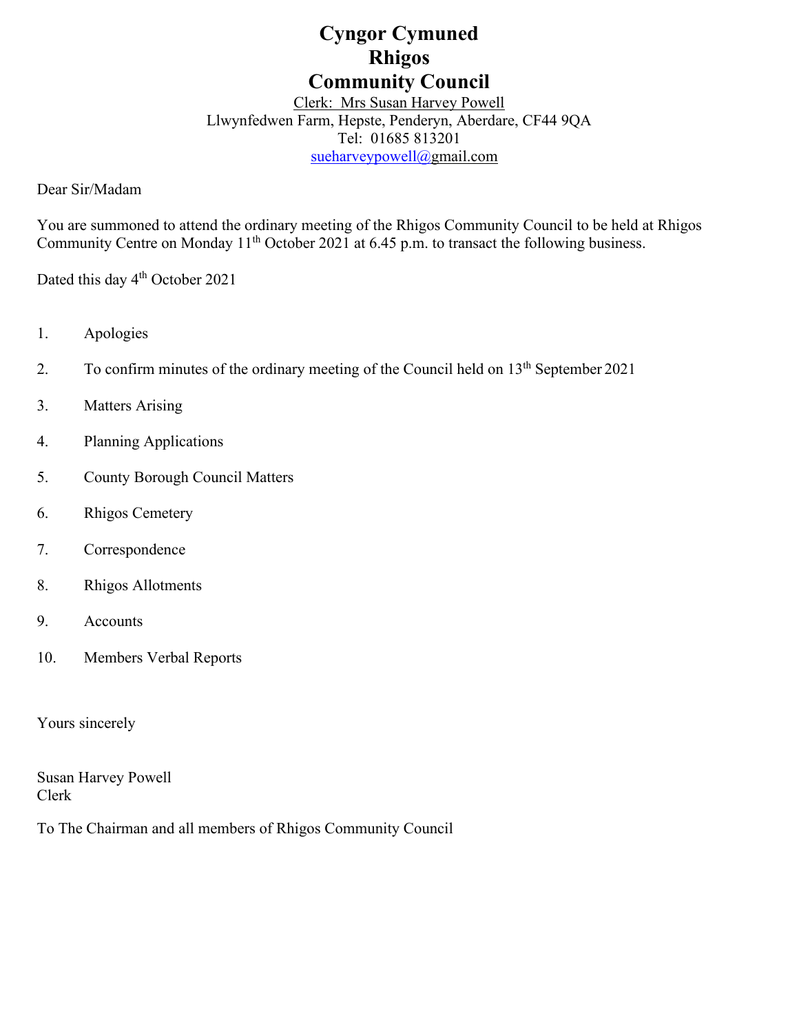# Cyngor Cymuned
# Rhigos
# Community Council

Clerk: Mrs Susan Harvey Powell
Llwynfedwen Farm, Hepste, Penderyn, Aberdare, CF44 9QA
Tel: 01685 813201
sueharveypowell@gmail.com

Dear Sir/Madam

You are summoned to attend the ordinary meeting of the Rhigos Community Council to be held at Rhigos Community Centre on Monday 11th October 2021 at 6.45 p.m. to transact the following business.

Dated this day 4th October 2021

1. Apologies
2. To confirm minutes of the ordinary meeting of the Council held on 13th September 2021
3. Matters Arising
4. Planning Applications
5. County Borough Council Matters
6. Rhigos Cemetery
7. Correspondence
8. Rhigos Allotments
9. Accounts
10. Members Verbal Reports

Yours sincerely

Susan Harvey Powell
Clerk

To The Chairman and all members of Rhigos Community Council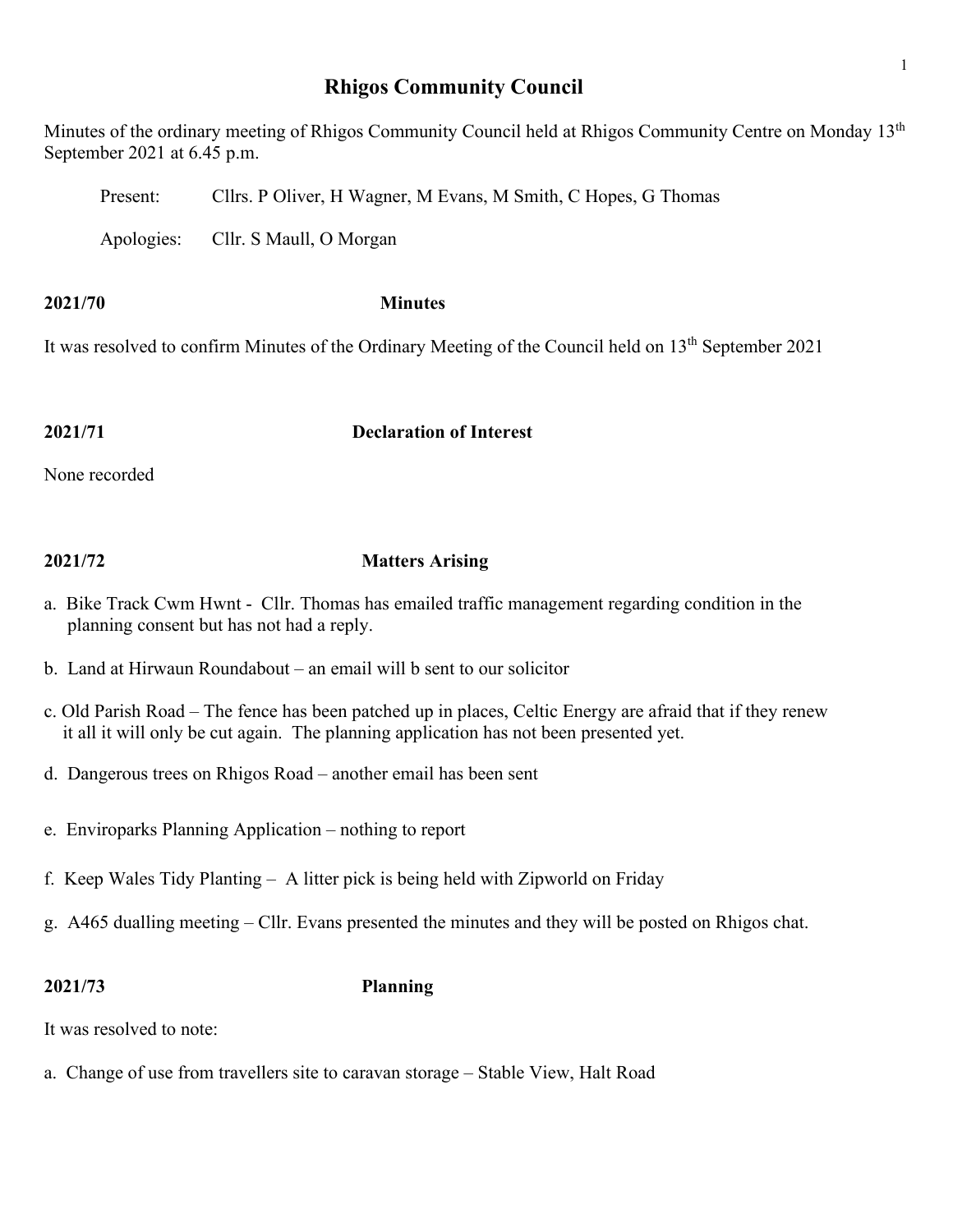# Rhigos Community Council

Minutes of the ordinary meeting of Rhigos Community Council held at Rhigos Community Centre on Monday 13th September 2021 at 6.45 p.m.

Present: Cllrs. P Oliver, H Wagner, M Evans, M Smith, C Hopes, G Thomas

Apologies: Cllr. S Maull, O Morgan

**2021/70 Minutes**

It was resolved to confirm Minutes of the Ordinary Meeting of the Council held on 13th September 2021

**2021/71 Declaration of Interest**

None recorded

**2021/72 Matters Arising**

a. Bike Track Cwm Hwnt - Cllr. Thomas has emailed traffic management regarding condition in the planning consent but has not had a reply.

b. Land at Hirwaun Roundabout – an email will b sent to our solicitor

c. Old Parish Road – The fence has been patched up in places, Celtic Energy are afraid that if they renew it all it will only be cut again. The planning application has not been presented yet.

d. Dangerous trees on Rhigos Road – another email has been sent

e. Enviroparks Planning Application – nothing to report

f. Keep Wales Tidy Planting – A litter pick is being held with Zipworld on Friday

g. A465 dualling meeting – Cllr. Evans presented the minutes and they will be posted on Rhigos chat.

**2021/73 Planning**

It was resolved to note:

a. Change of use from travellers site to caravan storage – Stable View, Halt Road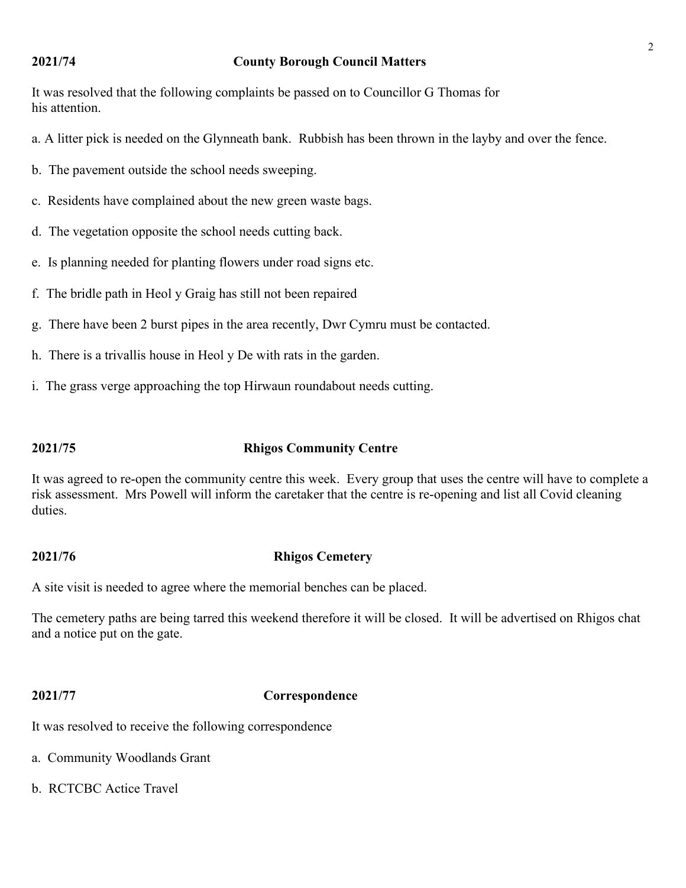**2021/74 County Borough Council Matters**

It was resolved that the following complaints be passed on to Councillor G Thomas for his attention.

a. A litter pick is needed on the Glynneath bank. Rubbish has been thrown in the layby and over the fence.

b. The pavement outside the school needs sweeping.

c. Residents have complained about the new green waste bags.

d. The vegetation opposite the school needs cutting back.

e. Is planning needed for planting flowers under road signs etc.

f. The bridle path in Heol y Graig has still not been repaired

g. There have been 2 burst pipes in the area recently, Dwr Cymru must be contacted.

h. There is a trivallis house in Heol y De with rats in the garden.

i. The grass verge approaching the top Hirwaun roundabout needs cutting.

**2021/75 Rhigos Community Centre**

It was agreed to re-open the community centre this week. Every group that uses the centre will have to complete a risk assessment. Mrs Powell will inform the caretaker that the centre is re-opening and list all Covid cleaning duties.

**2021/76 Rhigos Cemetery**

A site visit is needed to agree where the memorial benches can be placed.

The cemetery paths are being tarred this weekend therefore it will be closed. It will be advertised on Rhigos chat and a notice put on the gate.

**2021/77 Correspondence**

It was resolved to receive the following correspondence

a. Community Woodlands Grant

b. RCTCBC Actice Travel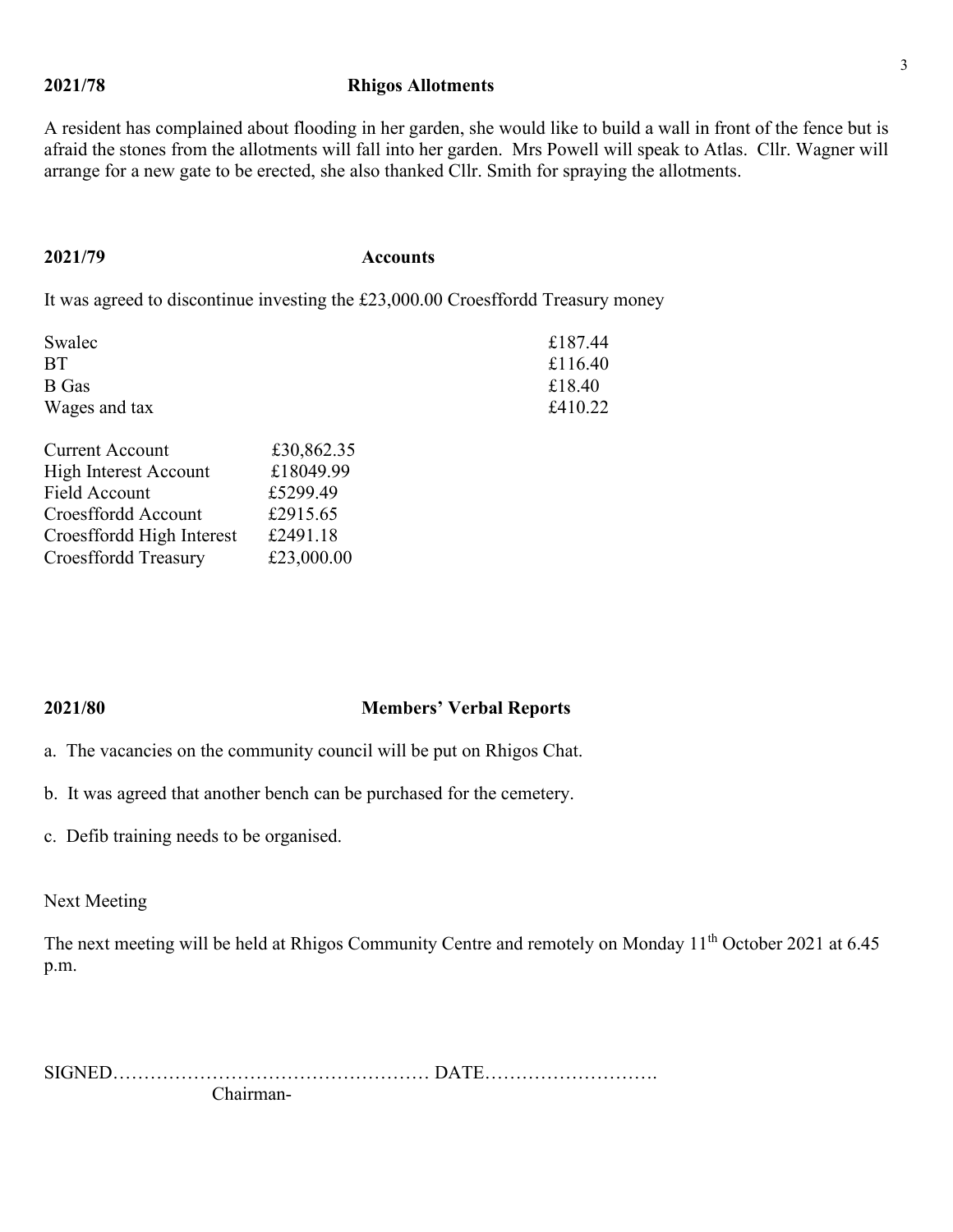**2021/78 Rhigos Allotments**

A resident has complained about flooding in her garden, she would like to build a wall in front of the fence but is afraid the stones from the allotments will fall into her garden. Mrs Powell will speak to Atlas. Cllr. Wagner will arrange for a new gate to be erected, she also thanked Cllr. Smith for spraying the allotments.

**2021/79 Accounts**

It was agreed to discontinue investing the £23,000.00 Croesffordd Treasury money

| | |
|---|---|
| Swalec | £187.44 |
| BT | £116.40 |
| B Gas | £18.40 |
| Wages and tax | £410.22 |

| | |
|---|---|
| Current Account | £30,862.35 |
| High Interest Account | £18049.99 |
| Field Account | £5299.49 |
| Croesffordd Account | £2915.65 |
| Croesffordd High Interest | £2491.18 |
| Croesffordd Treasury | £23,000.00 |

**2021/80 Members' Verbal Reports**

a. The vacancies on the community council will be put on Rhigos Chat.

b. It was agreed that another bench can be purchased for the cemetery.

c. Defib training needs to be organised.

Next Meeting

The next meeting will be held at Rhigos Community Centre and remotely on Monday 11th October 2021 at 6.45 p.m.

SIGNED…………………………………………… DATE……………………….

Chairman-